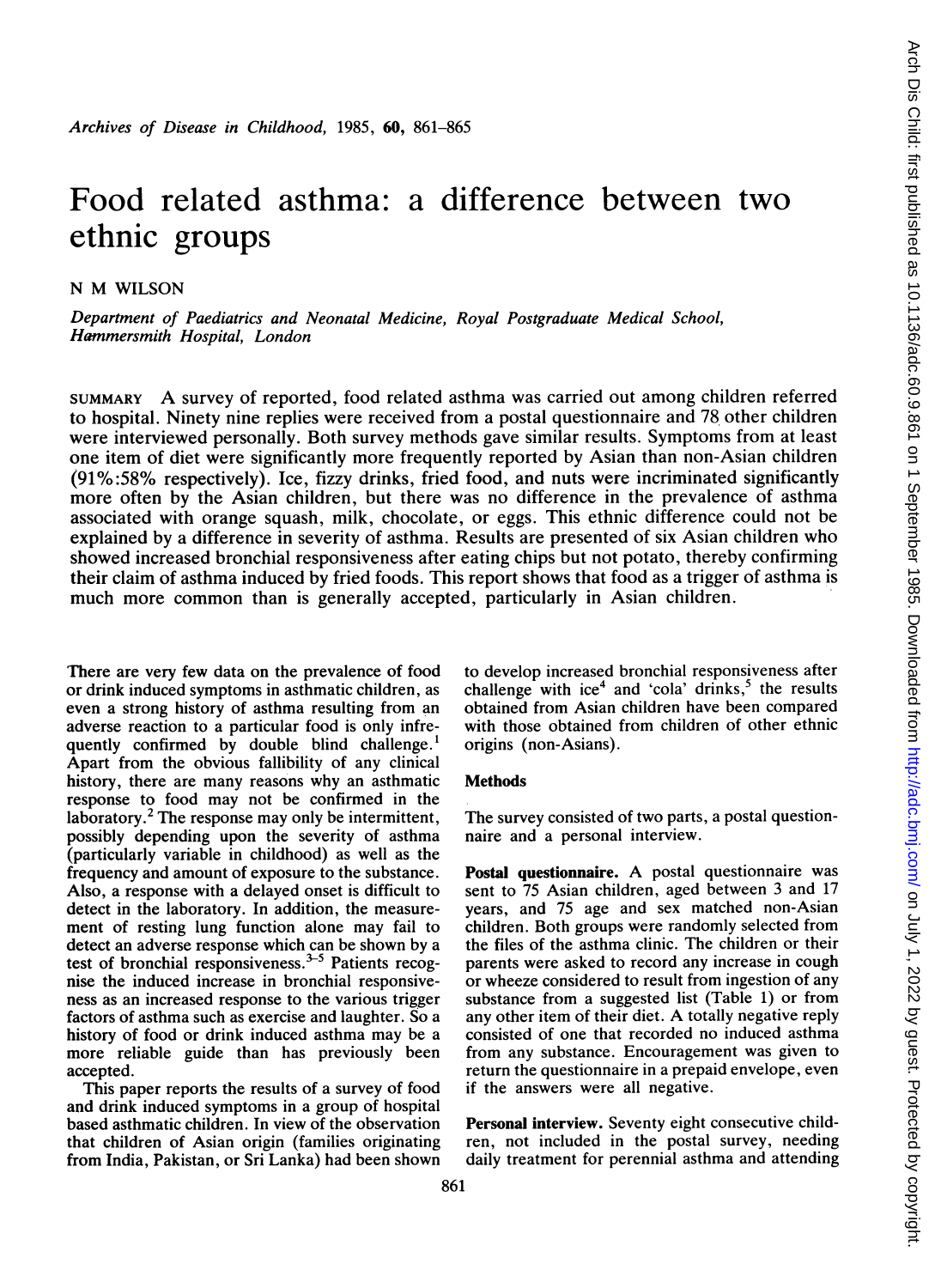# Food related asthma: a difference between two ethnic groups

N M WILSON

*Department of Paediatrics and Neonatal Medicine, Royal Postgraduate Medical School, Hammersmith Hospital, London*

SUMMARY A survey of reported, food related asthma was carried out among children referred to hospital. Ninety nine replies were received from a postal questionnaire and 78 other children were interviewed personally. Both survey methods gave similar results. Symptoms from at least one item of diet were significantly more frequently reported by Asian than non-Asian children (91%:58% respectively). Ice, fizzy drinks, fried food, and nuts were incriminated significantly more often by the Asian children, but there was no difference in the prevalence of asthma associated with orange squash, milk, chocolate, or eggs. This ethnic difference could not be explained by a difference in severity of asthma. Results are presented of six Asian children who showed increased bronchial responsiveness after eating chips but not potato, thereby confirming their claim of asthma induced by fried foods. This report shows that food as a trigger of asthma is much more common than is generally accepted, particularly in Asian children.

There are very few data on the prevalence of food or drink induced symptoms in asthmatic children, as even a strong history of asthma resulting from an adverse reaction to a particular food is only infrequently confirmed by double blind challenge.[1] Apart from the obvious fallibility of any clinical history, there are many reasons why an asthmatic response to food may not be confirmed in the laboratory.[2] The response may only be intermittent, possibly depending upon the severity of asthma (particularly variable in childhood) as well as the frequency and amount of exposure to the substance. Also, a response with a delayed onset is difficult to detect in the laboratory. In addition, the measurement of resting lung function alone may fail to detect an adverse response which can be shown by a test of bronchial responsiveness.[3-5] Patients recognise the induced increase in bronchial responsiveness as an increased response to the various trigger factors of asthma such as exercise and laughter. So a history of food or drink induced asthma may be a more reliable guide than has previously been accepted.

This paper reports the results of a survey of food and drink induced symptoms in a group of hospital based asthmatic children. In view of the observation that children of Asian origin (families originating from India, Pakistan, or Sri Lanka) had been shown to develop increased bronchial responsiveness after challenge with ice[4] and 'cola' drinks,[5] the results obtained from Asian children have been compared with those obtained from children of other ethnic origins (non-Asians).

## Methods

The survey consisted of two parts, a postal questionnaire and a personal interview.

**Postal questionnaire.** A postal questionnaire was sent to 75 Asian children, aged between 3 and 17 years, and 75 age and sex matched non-Asian children. Both groups were randomly selected from the files of the asthma clinic. The children or their parents were asked to record any increase in cough or wheeze considered to result from ingestion of any substance from a suggested list (Table 1) or from any other item of their diet. A totally negative reply consisted of one that recorded no induced asthma from any substance. Encouragement was given to return the questionnaire in a prepaid envelope, even if the answers were all negative.

**Personal interview.** Seventy eight consecutive children, not included in the postal survey, needing daily treatment for perennial asthma and attending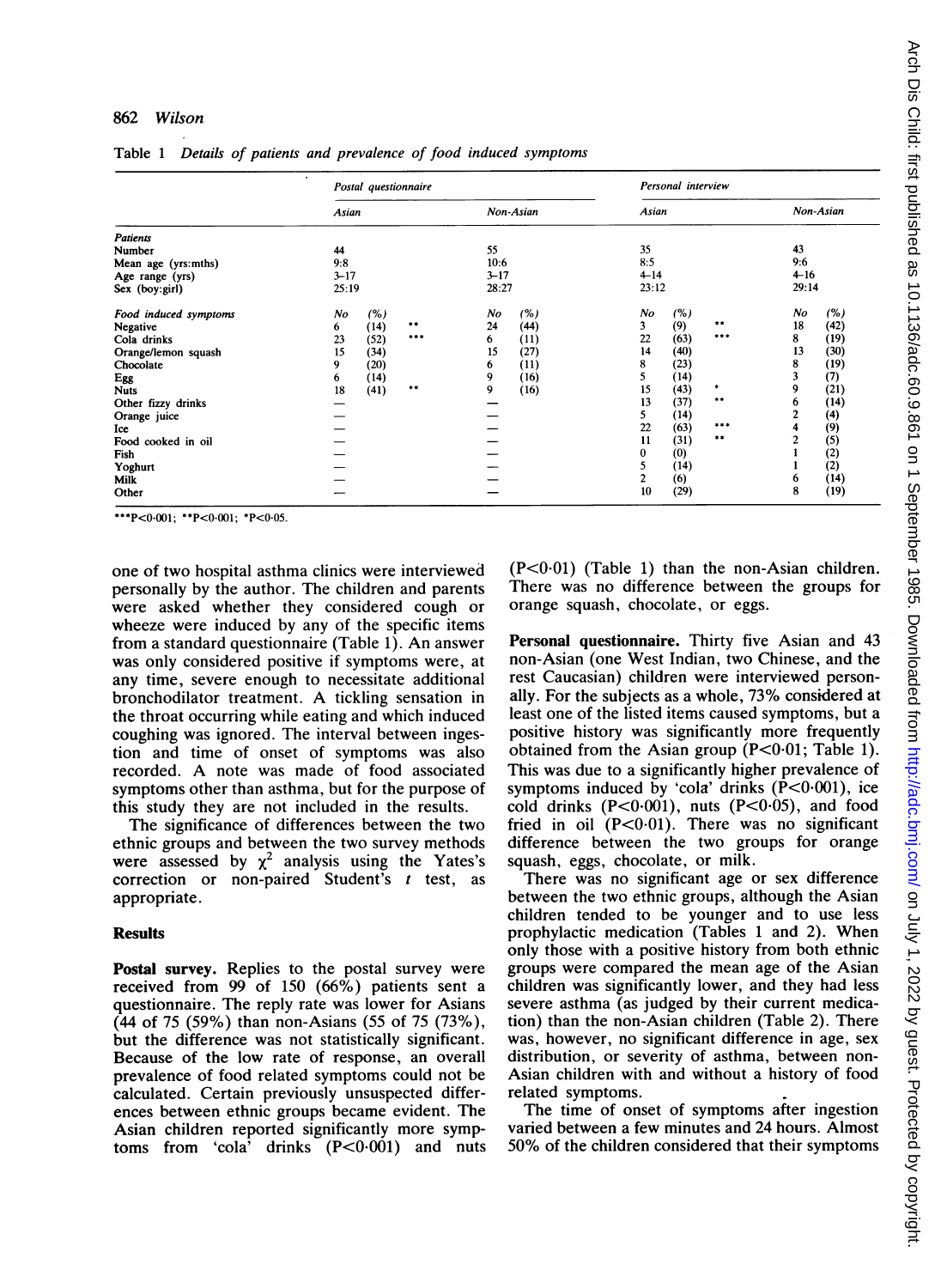Table 1 *Details of patients and prevalence of food induced symptoms*

| | Postal questionnaire | | | | | | Personal interview | | | | | |
|---|---|---|---|---|---|---|---|---|---|---|---|---|
| | Asian | | | Non-Asian | | | Asian | | | Non-Asian | | |
| **Patients** | | | | | | | | | | | | |
| Number | 44 | | | 55 | | | 35 | | | 43 | | |
| Mean age (yrs:mths) | 9:8 | | | 10:6 | | | 8:5 | | | 9:6 | | |
| Age range (yrs) | 3–17 | | | 3–17 | | | 4–14 | | | 4–16 | | |
| Sex (boy:girl) | 25:19 | | | 28:27 | | | 23:12 | | | 29:14 | | |
| **Food induced symptoms** | No | (%) | | No | (%) | | No | (%) | | No | (%) | |
| Negative | 6 | (14) | ** | 24 | (44) | | 3 | (9) | ** | 18 | (42) | |
| Cola drinks | 23 | (52) | *** | 6 | (11) | | 22 | (63) | *** | 8 | (19) | |
| Orange/lemon squash | 15 | (34) | | 15 | (27) | | 14 | (40) | | 13 | (30) | |
| Chocolate | 9 | (20) | | 6 | (11) | | 8 | (23) | | 8 | (19) | |
| Egg | 6 | (14) | | 9 | (16) | | 5 | (14) | | 3 | (7) | |
| Nuts | 18 | (41) | ** | 9 | (16) | | 15 | (43) | * | 9 | (21) | |
| Other fizzy drinks | — | | | — | | | 13 | (37) | ** | 6 | (14) | |
| Orange juice | — | | | — | | | 5 | (14) | | 2 | (4) | |
| Ice | — | | | — | | | 22 | (63) | *** | 4 | (9) | |
| Food cooked in oil | — | | | — | | | 11 | (31) | ** | 2 | (5) | |
| Fish | — | | | — | | | 0 | (0) | | 1 | (2) | |
| Yoghurt | — | | | — | | | 5 | (14) | | 1 | (2) | |
| Milk | — | | | — | | | 2 | (6) | | 6 | (14) | |
| Other | — | | | — | | | 10 | (29) | | 8 | (19) | |

***$P<0·001$; **$P<0·001$; *$P<0·05$.

one of two hospital asthma clinics were interviewed personally by the author. The children and parents were asked whether they considered cough or wheeze were induced by any of the specific items from a standard questionnaire (Table 1). An answer was only considered positive if symptoms were, at any time, severe enough to necessitate additional bronchodilator treatment. A tickling sensation in the throat occurring while eating and which induced coughing was ignored. The interval between ingestion and time of onset of symptoms was also recorded. A note was made of food associated symptoms other than asthma, but for the purpose of this study they are not included in the results.

The significance of differences between the two ethnic groups and between the two survey methods were assessed by $\chi^2$ analysis using the Yates's correction or non-paired Student's $t$ test, as appropriate.

## Results

**Postal survey.** Replies to the postal survey were received from 99 of 150 (66%) patients sent a questionnaire. The reply rate was lower for Asians (44 of 75 (59%) than non-Asians (55 of 75 (73%), but the difference was not statistically significant. Because of the low rate of response, an overall prevalence of food related symptoms could not be calculated. Certain previously unsuspected differences between ethnic groups became evident. The Asian children reported significantly more symptoms from 'cola' drinks ($P<0·001$) and nuts ($P<0·01$) (Table 1) than the non-Asian children. There was no difference between the groups for orange squash, chocolate, or eggs.

**Personal questionnaire.** Thirty five Asian and 43 non-Asian (one West Indian, two Chinese, and the rest Caucasian) children were interviewed personally. For the subjects as a whole, 73% considered at least one of the listed items caused symptoms, but a positive history was significantly more frequently obtained from the Asian group ($P<0·01$; Table 1). This was due to a significantly higher prevalence of symptoms induced by 'cola' drinks ($P<0·001$), ice cold drinks ($P<0·001$), nuts ($P<0·05$), and food fried in oil ($P<0·01$). There was no significant difference between the two groups for orange squash, eggs, chocolate, or milk.

There was no significant age or sex difference between the two ethnic groups, although the Asian children tended to be younger and to use less prophylactic medication (Tables 1 and 2). When only those with a positive history from both ethnic groups were compared the mean age of the Asian children was significantly lower, and they had less severe asthma (as judged by their current medication) than the non-Asian children (Table 2). There was, however, no significant difference in age, sex distribution, or severity of asthma, between non-Asian children with and without a history of food related symptoms.

The time of onset of symptoms after ingestion varied between a few minutes and 24 hours. Almost 50% of the children considered that their symptoms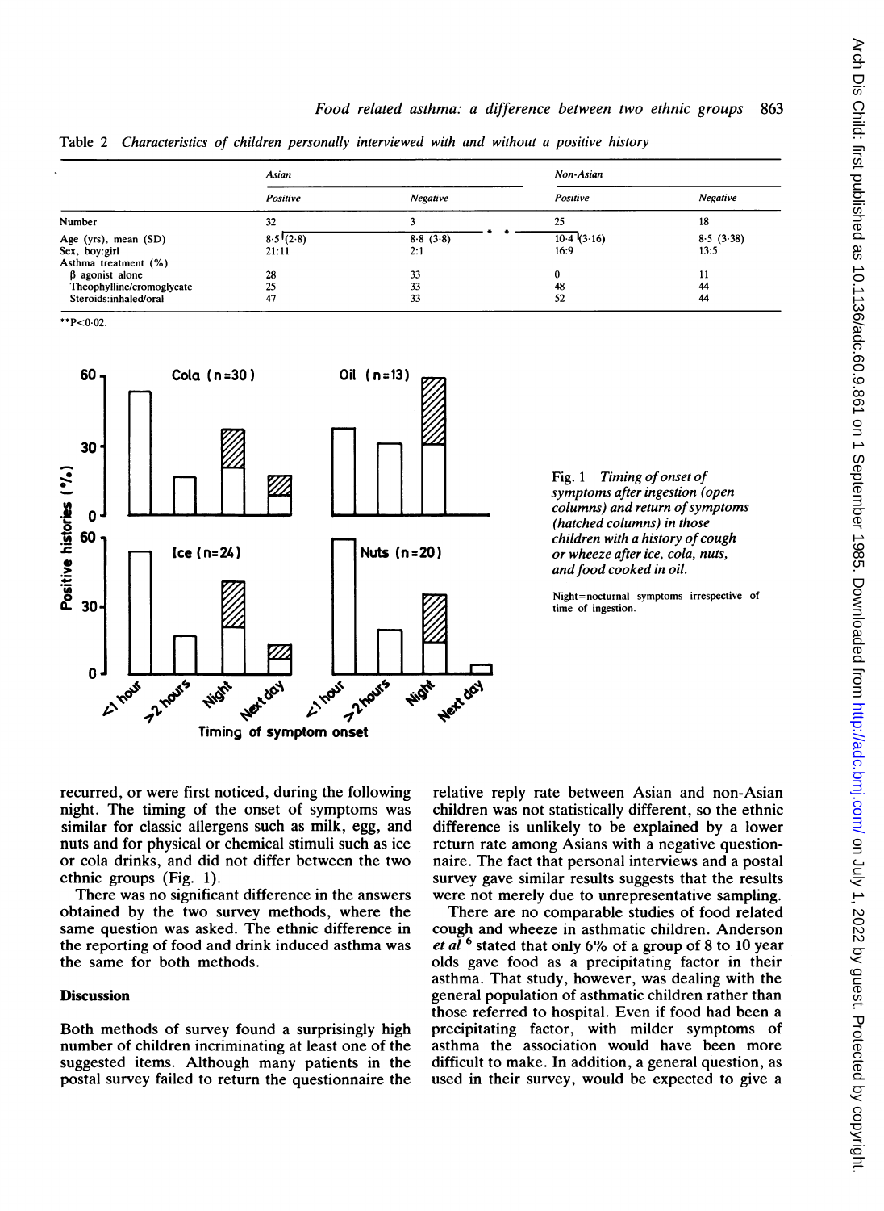Table 2 *Characteristics of children personally interviewed with and without a positive history*

| | *Asian* | | *Non-Asian* | |
|---|---|---|---|---|
| | *Positive* | *Negative* | *Positive* | *Negative* |
| Number | 32 | 3 | 25 | 18 |
| Age (yrs), mean (SD) | 8·5 (2·8) | 8·8 (3·8) | 10·4 (3·16) | 8·5 (3·38) |
| Sex, boy:girl | 21:11 | 2:1 | 16:9 | 13:5 |
| Asthma treatment (%) | | | | |
| β agonist alone | 28 | 33 | 0 | 11 |
| Theophylline/cromoglycate | 25 | 33 | 48 | 44 |
| Steroids:inhaled/oral | 47 | 33 | 52 | 44 |

**P<0·02.

Fig. 1 *Timing of onset of symptoms after ingestion (open columns) and return of symptoms (hatched columns) in those children with a history of cough or wheeze after ice, cola, nuts, and food cooked in oil.*

Night=nocturnal symptoms irrespective of time of ingestion.

recurred, or were first noticed, during the following night. The timing of the onset of symptoms was similar for classic allergens such as milk, egg, and nuts and for physical or chemical stimuli such as ice or cola drinks, and did not differ between the two ethnic groups (Fig. 1).

There was no significant difference in the answers obtained by the two survey methods, where the same question was asked. The ethnic difference in the reporting of food and drink induced asthma was the same for both methods.

## Discussion

Both methods of survey found a surprisingly high number of children incriminating at least one of the suggested items. Although many patients in the postal survey failed to return the questionnaire the relative reply rate between Asian and non-Asian children was not statistically different, so the ethnic difference is unlikely to be explained by a lower return rate among Asians with a negative questionnaire. The fact that personal interviews and a postal survey gave similar results suggests that the results were not merely due to unrepresentative sampling.

There are no comparable studies of food related cough and wheeze in asthmatic children. Anderson *et al*[6] stated that only 6% of a group of 8 to 10 year olds gave food as a precipitating factor in their asthma. That study, however, was dealing with the general population of asthmatic children rather than those referred to hospital. Even if food had been a precipitating factor, with milder symptoms of asthma the association would have been more difficult to make. In addition, a general question, as used in their survey, would be expected to give a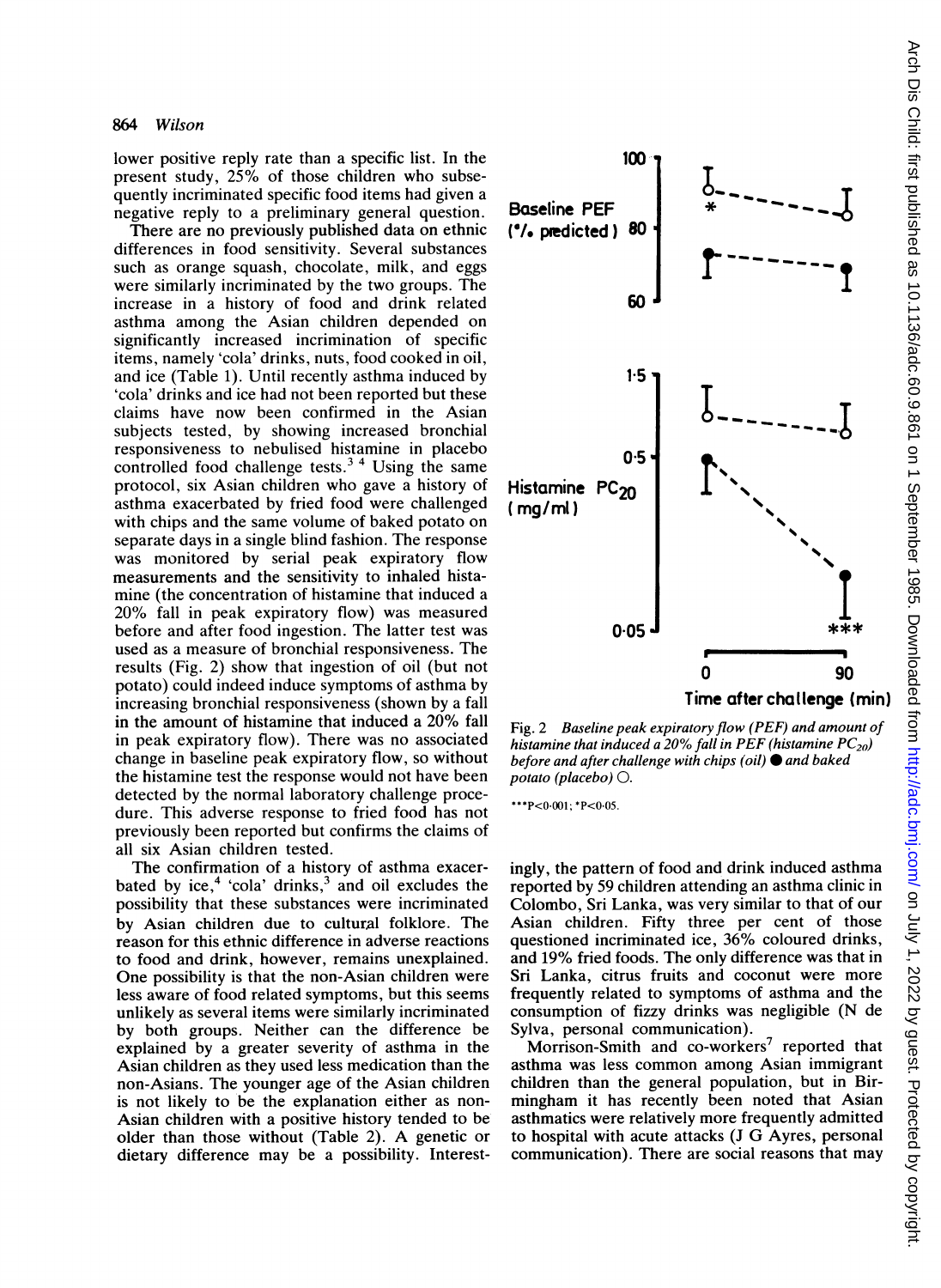lower positive reply rate than a specific list. In the present study, 25% of those children who subsequently incriminated specific food items had given a negative reply to a preliminary general question.

There are no previously published data on ethnic differences in food sensitivity. Several substances such as orange squash, chocolate, milk, and eggs were similarly incriminated by the two groups. The increase in a history of food and drink related asthma among the Asian children depended on significantly increased incrimination of specific items, namely 'cola' drinks, nuts, food cooked in oil, and ice (Table 1). Until recently asthma induced by 'cola' drinks and ice had not been reported but these claims have now been confirmed in the Asian subjects tested, by showing increased bronchial responsiveness to nebulised histamine in placebo controlled food challenge tests.[3 4] Using the same protocol, six Asian children who gave a history of asthma exacerbated by fried food were challenged with chips and the same volume of baked potato on separate days in a single blind fashion. The response was monitored by serial peak expiratory flow measurements and the sensitivity to inhaled histamine (the concentration of histamine that induced a 20% fall in peak expiratory flow) was measured before and after food ingestion. The latter test was used as a measure of bronchial responsiveness. The results (Fig. 2) show that ingestion of oil (but not potato) could indeed induce symptoms of asthma by increasing bronchial responsiveness (shown by a fall in the amount of histamine that induced a 20% fall in peak expiratory flow). There was no associated change in baseline peak expiratory flow, so without the histamine test the response would not have been detected by the normal laboratory challenge procedure. This adverse response to fried food has not previously been reported but confirms the claims of all six Asian children tested.

The confirmation of a history of asthma exacerbated by ice,[4] 'cola' drinks,[3] and oil excludes the possibility that these substances were incriminated by Asian children due to cultural folklore. The reason for this ethnic difference in adverse reactions to food and drink, however, remains unexplained. One possibility is that the non-Asian children were less aware of food related symptoms, but this seems unlikely as several items were similarly incriminated by both groups. Neither can the difference be explained by a greater severity of asthma in the Asian children as they used less medication than the non-Asians. The younger age of the Asian children is not likely to be the explanation either as non-Asian children with a positive history tended to be older than those without (Table 2). A genetic or dietary difference may be a possibility. Interestingly, the pattern of food and drink induced asthma reported by 59 children attending an asthma clinic in Colombo, Sri Lanka, was very similar to that of our Asian children. Fifty three per cent of those questioned incriminated ice, 36% coloured drinks, and 19% fried foods. The only difference was that in Sri Lanka, citrus fruits and coconut were more frequently related to symptoms of asthma and the consumption of fizzy drinks was negligible (N de Sylva, personal communication).

Fig. 2 *Baseline peak expiratory flow (PEF) and amount of histamine that induced a 20% fall in PEF (histamine $PC_{20}$) before and after challenge with chips (oil)* ● *and baked potato (placebo)* ○.

\*\*\*$P<0.001$; \*$P<0.05$.

Morrison-Smith and co-workers[7] reported that asthma was less common among Asian immigrant children than the general population, but in Birmingham it has recently been noted that Asian asthmatics were relatively more frequently admitted to hospital with acute attacks (J G Ayres, personal communication). There are social reasons that may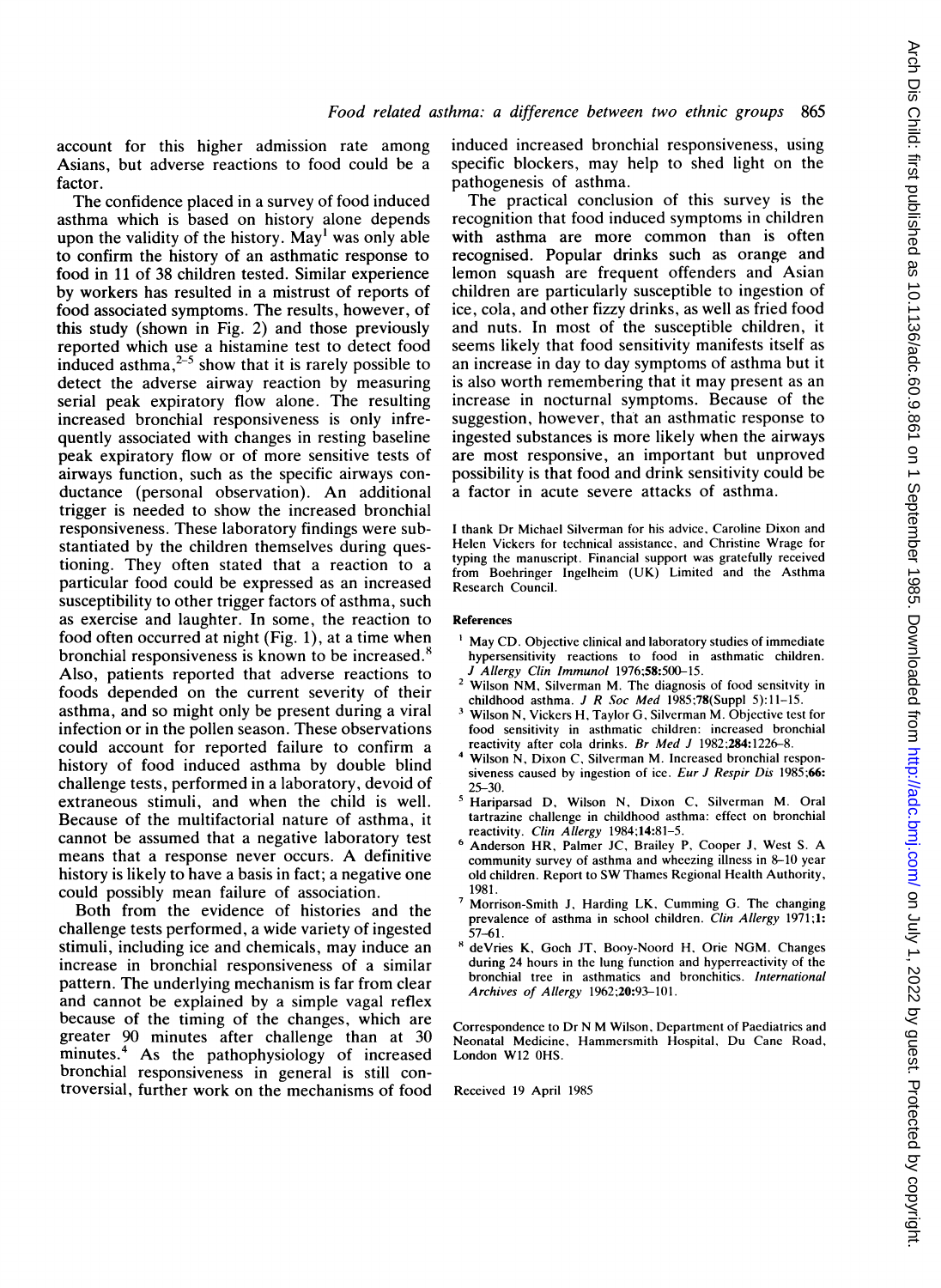account for this higher admission rate among Asians, but adverse reactions to food could be a factor.

The confidence placed in a survey of food induced asthma which is based on history alone depends upon the validity of the history. May[1] was only able to confirm the history of an asthmatic response to food in 11 of 38 children tested. Similar experience by workers has resulted in a mistrust of reports of food associated symptoms. The results, however, of this study (shown in Fig. 2) and those previously reported which use a histamine test to detect food induced asthma,[2-5] show that it is rarely possible to detect the adverse airway reaction by measuring serial peak expiratory flow alone. The resulting increased bronchial responsiveness is only infrequently associated with changes in resting baseline peak expiratory flow or of more sensitive tests of airways function, such as the specific airways conductance (personal observation). An additional trigger is needed to show the increased bronchial responsiveness. These laboratory findings were substantiated by the children themselves during questioning. They often stated that a reaction to a particular food could be expressed as an increased susceptibility to other trigger factors of asthma, such as exercise and laughter. In some, the reaction to food often occurred at night (Fig. 1), at a time when bronchial responsiveness is known to be increased.[8] Also, patients reported that adverse reactions to foods depended on the current severity of their asthma, and so might only be present during a viral infection or in the pollen season. These observations could account for reported failure to confirm a history of food induced asthma by double blind challenge tests, performed in a laboratory, devoid of extraneous stimuli, and when the child is well. Because of the multifactorial nature of asthma, it cannot be assumed that a negative laboratory test means that a response never occurs. A definitive history is likely to have a basis in fact; a negative one could possibly mean failure of association.

Both from the evidence of histories and the challenge tests performed, a wide variety of ingested stimuli, including ice and chemicals, may induce an increase in bronchial responsiveness of a similar pattern. The underlying mechanism is far from clear and cannot be explained by a simple vagal reflex because of the timing of the changes, which are greater 90 minutes after challenge than at 30 minutes.[4] As the pathophysiology of increased bronchial responsiveness in general is still controversial, further work on the mechanisms of food induced increased bronchial responsiveness, using specific blockers, may help to shed light on the pathogenesis of asthma.

The practical conclusion of this survey is the recognition that food induced symptoms in children with asthma are more common than is often recognised. Popular drinks such as orange and lemon squash are frequent offenders and Asian children are particularly susceptible to ingestion of ice, cola, and other fizzy drinks, as well as fried food and nuts. In most of the susceptible children, it seems likely that food sensitivity manifests itself as an increase in day to day symptoms of asthma but it is also worth remembering that it may present as an increase in nocturnal symptoms. Because of the suggestion, however, that an asthmatic response to ingested substances is more likely when the airways are most responsive, an important but unproved possibility is that food and drink sensitivity could be a factor in acute severe attacks of asthma.

I thank Dr Michael Silverman for his advice, Caroline Dixon and Helen Vickers for technical assistance, and Christine Wrage for typing the manuscript. Financial support was gratefully received from Boehringer Ingelheim (UK) Limited and the Asthma Research Council.

## References

1. May CD. Objective clinical and laboratory studies of immediate hypersensitivity reactions to food in asthmatic children. *J Allergy Clin Immunol* 1976;**58**:500–15.
2. Wilson NM, Silverman M. The diagnosis of food sensitvity in childhood asthma. *J R Soc Med* 1985;**78**(Suppl 5):11–15.
3. Wilson N, Vickers H, Taylor G, Silverman M. Objective test for food sensitivity in asthmatic children: increased bronchial reactivity after cola drinks. *Br Med J* 1982;**284**:1226–8.
4. Wilson N, Dixon C, Silverman M. Increased bronchial responsiveness caused by ingestion of ice. *Eur J Respir Dis* 1985;**66**: 25–30.
5. Hariparsad D, Wilson N, Dixon C, Silverman M. Oral tartrazine challenge in childhood asthma: effect on bronchial reactivity. *Clin Allergy* 1984;**14**:81–5.
6. Anderson HR, Palmer JC, Brailey P, Cooper J, West S. A community survey of asthma and wheezing illness in 8–10 year old children. Report to SW Thames Regional Health Authority, 1981.
7. Morrison-Smith J, Harding LK, Cumming G. The changing prevalence of asthma in school children. *Clin Allergy* 1971;**1**: 57–61.
8. deVries K, Goch JT, Booy-Noord H, Orie NGM. Changes during 24 hours in the lung function and hyperreactivity of the bronchial tree in asthmatics and bronchitics. *International Archives of Allergy* 1962;**20**:93–101.

Correspondence to Dr N M Wilson, Department of Paediatrics and Neonatal Medicine, Hammersmith Hospital, Du Cane Road, London W12 0HS.

Received 19 April 1985